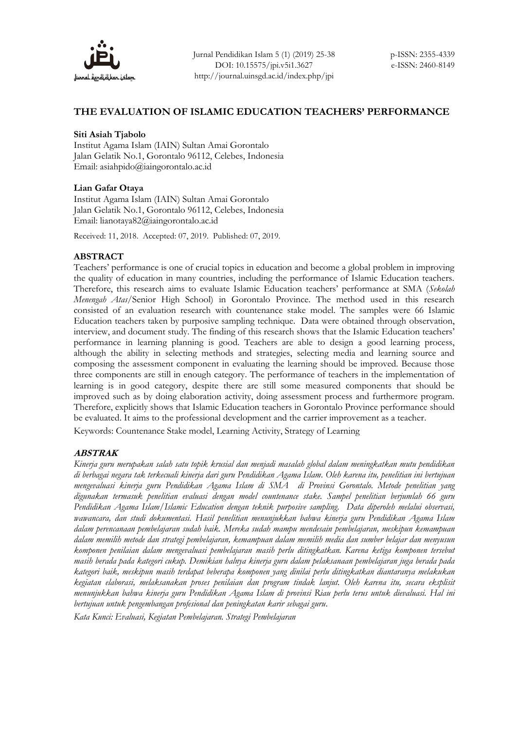# THE EVALUATION OF ISLAMIC EDUCATION TEACHERS' PERFORMANCE

**Siti Asiah Tjabolo**
Institut Agama Islam (IAIN) Sultan Amai Gorontalo
Jalan Gelatik No.1, Gorontalo 96112, Celebes, Indonesia
Email: asiahpido@iaingorontalo.ac.id

**Lian Gafar Otaya**
Institut Agama Islam (IAIN) Sultan Amai Gorontalo
Jalan Gelatik No.1, Gorontalo 96112, Celebes, Indonesia
Email: lianotaya82@iaingorontalo.ac.id

Received: 11, 2018. Accepted: 07, 2019. Published: 07, 2019.

## ABSTRACT

Teachers' performance is one of crucial topics in education and become a global problem in improving the quality of education in many countries, including the performance of Islamic Education teachers. Therefore, this research aims to evaluate Islamic Education teachers' performance at SMA (*Sekolah Menengah Atas*/Senior High School) in Gorontalo Province. The method used in this research consisted of an evaluation research with countenance stake model. The samples were 66 Islamic Education teachers taken by purposive sampling technique. Data were obtained through observation, interview, and document study. The finding of this research shows that the Islamic Education teachers' performance in learning planning is good. Teachers are able to design a good learning process, although the ability in selecting methods and strategies, selecting media and learning source and composing the assessment component in evaluating the learning should be improved. Because those three components are still in enough category. The performance of teachers in the implementation of learning is in good category, despite there are still some measured components that should be improved such as by doing elaboration activity, doing assessment process and furthermore program. Therefore, explicitly shows that Islamic Education teachers in Gorontalo Province performance should be evaluated. It aims to the professional development and the carrier improvement as a teacher.

Keywords: Countenance Stake model, Learning Activity, Strategy of Learning

## *ABSTRAK*

*Kinerja guru merupakan salah satu topik krusial dan menjadi masalah global dalam meningkatkan mutu pendidikan di berbagai negara tak terkecuali kinerja dari guru Pendidikan Agama Islam. Oleh karena itu, penelitian ini bertujuan mengevaluasi kinerja guru Pendidikan Agama Islam di SMA di Provinsi Gorontalo. Metode penelitian yang digunakan termasuk penelitian evaluasi dengan model countenance stake. Sampel penelitian berjumlah 66 guru Pendidikan Agama Islam/Islamic Education dengan teknik purposive sampling. Data diperoleh melalui observasi, wawancara, dan studi dokumentasi. Hasil penelitian menunjukkan bahwa kinerja guru Pendidikan Agama Islam dalam perencanaan pembelajaran sudah baik. Mereka sudah mampu mendesain pembelajaran, meskipun kemampuan dalam memilih metode dan strategi pembelajaran, kemampuan dalam memilih media dan sumber belajar dan menyusun komponen penilaian dalam mengevaluasi pembelajaran masih perlu ditingkatkan. Karena ketiga komponen tersebut masih berada pada kategori cukup. Demikian halnya kinerja guru dalam pelaksanaan pembelajaran juga berada pada kategori baik, meskipun masih terdapat beberapa komponen yang dinilai perlu ditingkatkan diantaranya melakukan kegiatan elaborasi, melaksanakan proses penilaian dan program tindak lanjut. Oleh karena itu, secara eksplisit menunjukkan bahwa kinerja guru Pendidikan Agama Islam di provinsi Riau perlu terus untuk dievaluasi. Hal ini bertujuan untuk pengembangan profesional dan peningkatan karir sebagai guru.*

*Kata Kunci: Evaluasi, Kegiatan Pembelajaran. Strategi Pembelajaran*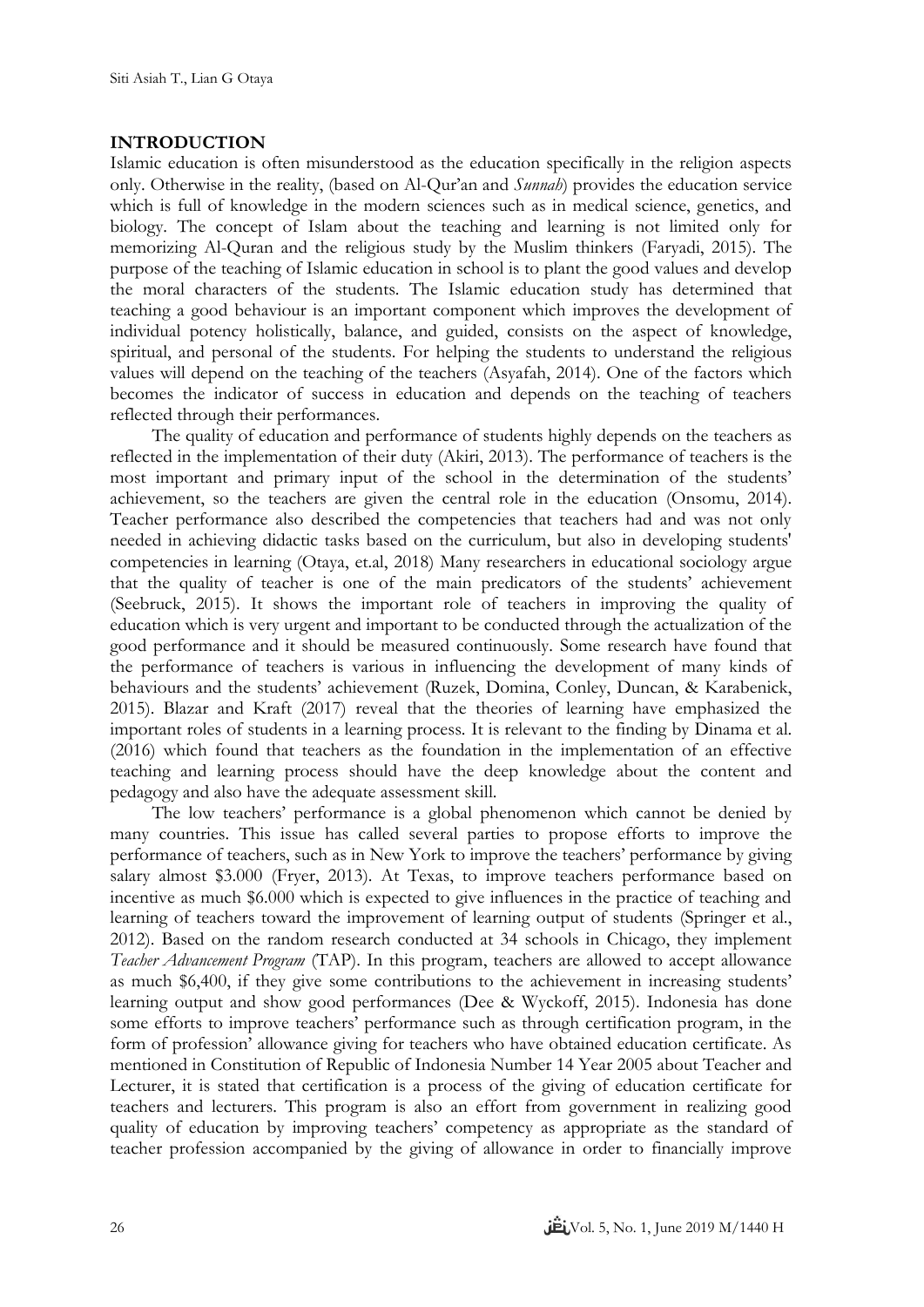## INTRODUCTION

Islamic education is often misunderstood as the education specifically in the religion aspects only. Otherwise in the reality, (based on Al-Qur'an and *Sunnah*) provides the education service which is full of knowledge in the modern sciences such as in medical science, genetics, and biology. The concept of Islam about the teaching and learning is not limited only for memorizing Al-Quran and the religious study by the Muslim thinkers (Faryadi, 2015). The purpose of the teaching of Islamic education in school is to plant the good values and develop the moral characters of the students. The Islamic education study has determined that teaching a good behaviour is an important component which improves the development of individual potency holistically, balance, and guided, consists on the aspect of knowledge, spiritual, and personal of the students. For helping the students to understand the religious values will depend on the teaching of the teachers (Asyafah, 2014). One of the factors which becomes the indicator of success in education and depends on the teaching of teachers reflected through their performances.

The quality of education and performance of students highly depends on the teachers as reflected in the implementation of their duty (Akiri, 2013). The performance of teachers is the most important and primary input of the school in the determination of the students' achievement, so the teachers are given the central role in the education (Onsomu, 2014). Teacher performance also described the competencies that teachers had and was not only needed in achieving didactic tasks based on the curriculum, but also in developing students' competencies in learning (Otaya, et.al, 2018) Many researchers in educational sociology argue that the quality of teacher is one of the main predicators of the students' achievement (Seebruck, 2015). It shows the important role of teachers in improving the quality of education which is very urgent and important to be conducted through the actualization of the good performance and it should be measured continuously. Some research have found that the performance of teachers is various in influencing the development of many kinds of behaviours and the students' achievement (Ruzek, Domina, Conley, Duncan, & Karabenick, 2015). Blazar and Kraft (2017) reveal that the theories of learning have emphasized the important roles of students in a learning process. It is relevant to the finding by Dinama et al. (2016) which found that teachers as the foundation in the implementation of an effective teaching and learning process should have the deep knowledge about the content and pedagogy and also have the adequate assessment skill.

The low teachers' performance is a global phenomenon which cannot be denied by many countries. This issue has called several parties to propose efforts to improve the performance of teachers, such as in New York to improve the teachers' performance by giving salary almost $3.000 (Fryer, 2013). At Texas, to improve teachers performance based on incentive as much $6.000 which is expected to give influences in the practice of teaching and learning of teachers toward the improvement of learning output of students (Springer et al., 2012). Based on the random research conducted at 34 schools in Chicago, they implement *Teacher Advancement Program* (TAP). In this program, teachers are allowed to accept allowance as much $6,400, if they give some contributions to the achievement in increasing students' learning output and show good performances (Dee & Wyckoff, 2015). Indonesia has done some efforts to improve teachers' performance such as through certification program, in the form of profession' allowance giving for teachers who have obtained education certificate. As mentioned in Constitution of Republic of Indonesia Number 14 Year 2005 about Teacher and Lecturer, it is stated that certification is a process of the giving of education certificate for teachers and lecturers. This program is also an effort from government in realizing good quality of education by improving teachers' competency as appropriate as the standard of teacher profession accompanied by the giving of allowance in order to financially improve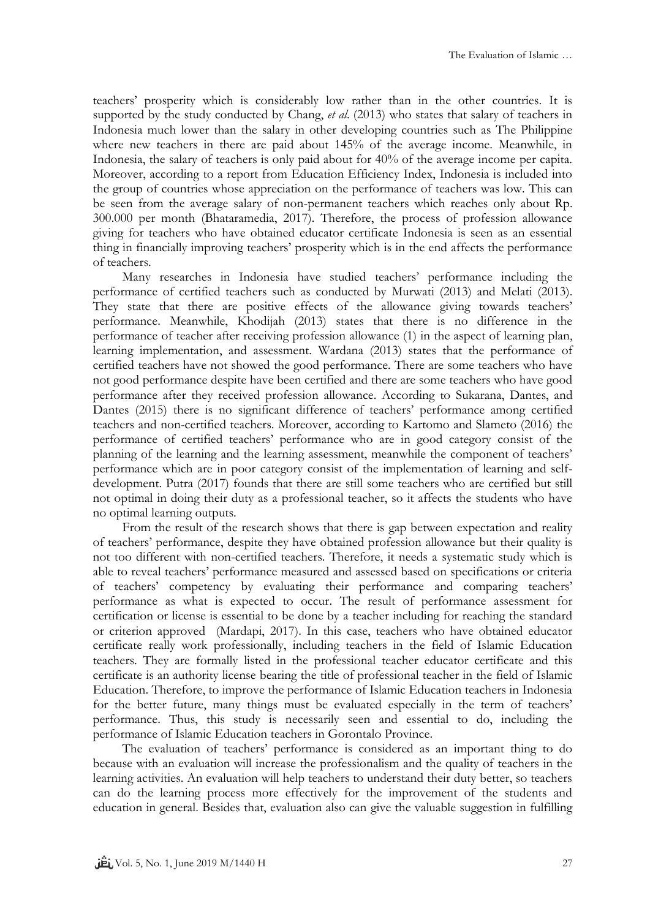teachers' prosperity which is considerably low rather than in the other countries. It is supported by the study conducted by Chang, *et al*. (2013) who states that salary of teachers in Indonesia much lower than the salary in other developing countries such as The Philippine where new teachers in there are paid about 145% of the average income. Meanwhile, in Indonesia, the salary of teachers is only paid about for 40% of the average income per capita. Moreover, according to a report from Education Efficiency Index, Indonesia is included into the group of countries whose appreciation on the performance of teachers was low. This can be seen from the average salary of non-permanent teachers which reaches only about Rp. 300.000 per month (Bhataramedia, 2017). Therefore, the process of profession allowance giving for teachers who have obtained educator certificate Indonesia is seen as an essential thing in financially improving teachers' prosperity which is in the end affects the performance of teachers.

Many researches in Indonesia have studied teachers' performance including the performance of certified teachers such as conducted by Murwati (2013) and Melati (2013). They state that there are positive effects of the allowance giving towards teachers' performance. Meanwhile, Khodijah (2013) states that there is no difference in the performance of teacher after receiving profession allowance (1) in the aspect of learning plan, learning implementation, and assessment. Wardana (2013) states that the performance of certified teachers have not showed the good performance. There are some teachers who have not good performance despite have been certified and there are some teachers who have good performance after they received profession allowance. According to Sukarana, Dantes, and Dantes (2015) there is no significant difference of teachers' performance among certified teachers and non-certified teachers. Moreover, according to Kartomo and Slameto (2016) the performance of certified teachers' performance who are in good category consist of the planning of the learning and the learning assessment, meanwhile the component of teachers' performance which are in poor category consist of the implementation of learning and self-development. Putra (2017) founds that there are still some teachers who are certified but still not optimal in doing their duty as a professional teacher, so it affects the students who have no optimal learning outputs.

From the result of the research shows that there is gap between expectation and reality of teachers' performance, despite they have obtained profession allowance but their quality is not too different with non-certified teachers. Therefore, it needs a systematic study which is able to reveal teachers' performance measured and assessed based on specifications or criteria of teachers' competency by evaluating their performance and comparing teachers' performance as what is expected to occur. The result of performance assessment for certification or license is essential to be done by a teacher including for reaching the standard or criterion approved (Mardapi, 2017). In this case, teachers who have obtained educator certificate really work professionally, including teachers in the field of Islamic Education teachers. They are formally listed in the professional teacher educator certificate and this certificate is an authority license bearing the title of professional teacher in the field of Islamic Education. Therefore, to improve the performance of Islamic Education teachers in Indonesia for the better future, many things must be evaluated especially in the term of teachers' performance. Thus, this study is necessarily seen and essential to do, including the performance of Islamic Education teachers in Gorontalo Province.

The evaluation of teachers' performance is considered as an important thing to do because with an evaluation will increase the professionalism and the quality of teachers in the learning activities. An evaluation will help teachers to understand their duty better, so teachers can do the learning process more effectively for the improvement of the students and education in general. Besides that, evaluation also can give the valuable suggestion in fulfilling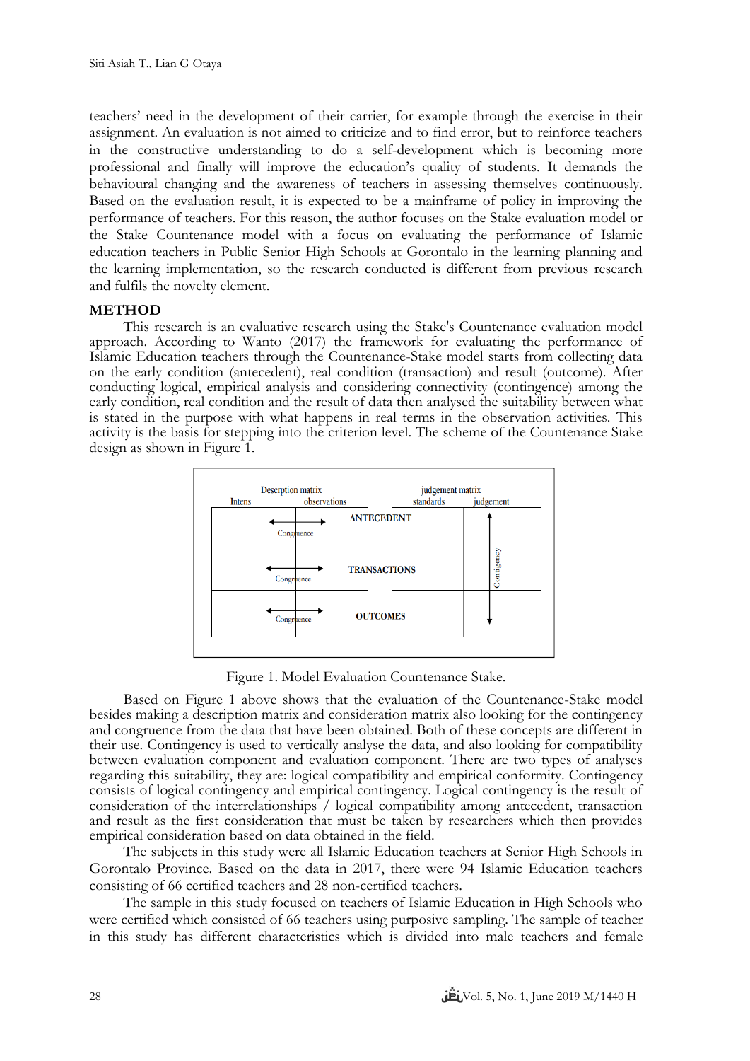teachers' need in the development of their carrier, for example through the exercise in their assignment. An evaluation is not aimed to criticize and to find error, but to reinforce teachers in the constructive understanding to do a self-development which is becoming more professional and finally will improve the education's quality of students. It demands the behavioural changing and the awareness of teachers in assessing themselves continuously. Based on the evaluation result, it is expected to be a mainframe of policy in improving the performance of teachers. For this reason, the author focuses on the Stake evaluation model or the Stake Countenance model with a focus on evaluating the performance of Islamic education teachers in Public Senior High Schools at Gorontalo in the learning planning and the learning implementation, so the research conducted is different from previous research and fulfils the novelty element.

## METHOD

This research is an evaluative research using the Stake's Countenance evaluation model approach. According to Wanto (2017) the framework for evaluating the performance of Islamic Education teachers through the Countenance-Stake model starts from collecting data on the early condition (antecedent), real condition (transaction) and result (outcome). After conducting logical, empirical analysis and considering connectivity (contingence) among the early condition, real condition and the result of data then analysed the suitability between what is stated in the purpose with what happens in real terms in the observation activities. This activity is the basis for stepping into the criterion level. The scheme of the Countenance Stake design as shown in Figure 1.

| Descrption matrix | | | judgement matrix | |
|---|---|---|---|---|
| Intens | observations | | standards | judgement |
| ← Congruence → | | ANTECEDENT | | ↑ |
| ← Congruence → | | TRANSACTIONS | | Contigency |
| ← Congruence → | | OUTCOMES | | ↓ |

Figure 1. Model Evaluation Countenance Stake.

Based on Figure 1 above shows that the evaluation of the Countenance-Stake model besides making a description matrix and consideration matrix also looking for the contingency and congruence from the data that have been obtained. Both of these concepts are different in their use. Contingency is used to vertically analyse the data, and also looking for compatibility between evaluation component and evaluation component. There are two types of analyses regarding this suitability, they are: logical compatibility and empirical conformity. Contingency consists of logical contingency and empirical contingency. Logical contingency is the result of consideration of the interrelationships / logical compatibility among antecedent, transaction and result as the first consideration that must be taken by researchers which then provides empirical consideration based on data obtained in the field.

The subjects in this study were all Islamic Education teachers at Senior High Schools in Gorontalo Province. Based on the data in 2017, there were 94 Islamic Education teachers consisting of 66 certified teachers and 28 non-certified teachers.

The sample in this study focused on teachers of Islamic Education in High Schools who were certified which consisted of 66 teachers using purposive sampling. The sample of teacher in this study has different characteristics which is divided into male teachers and female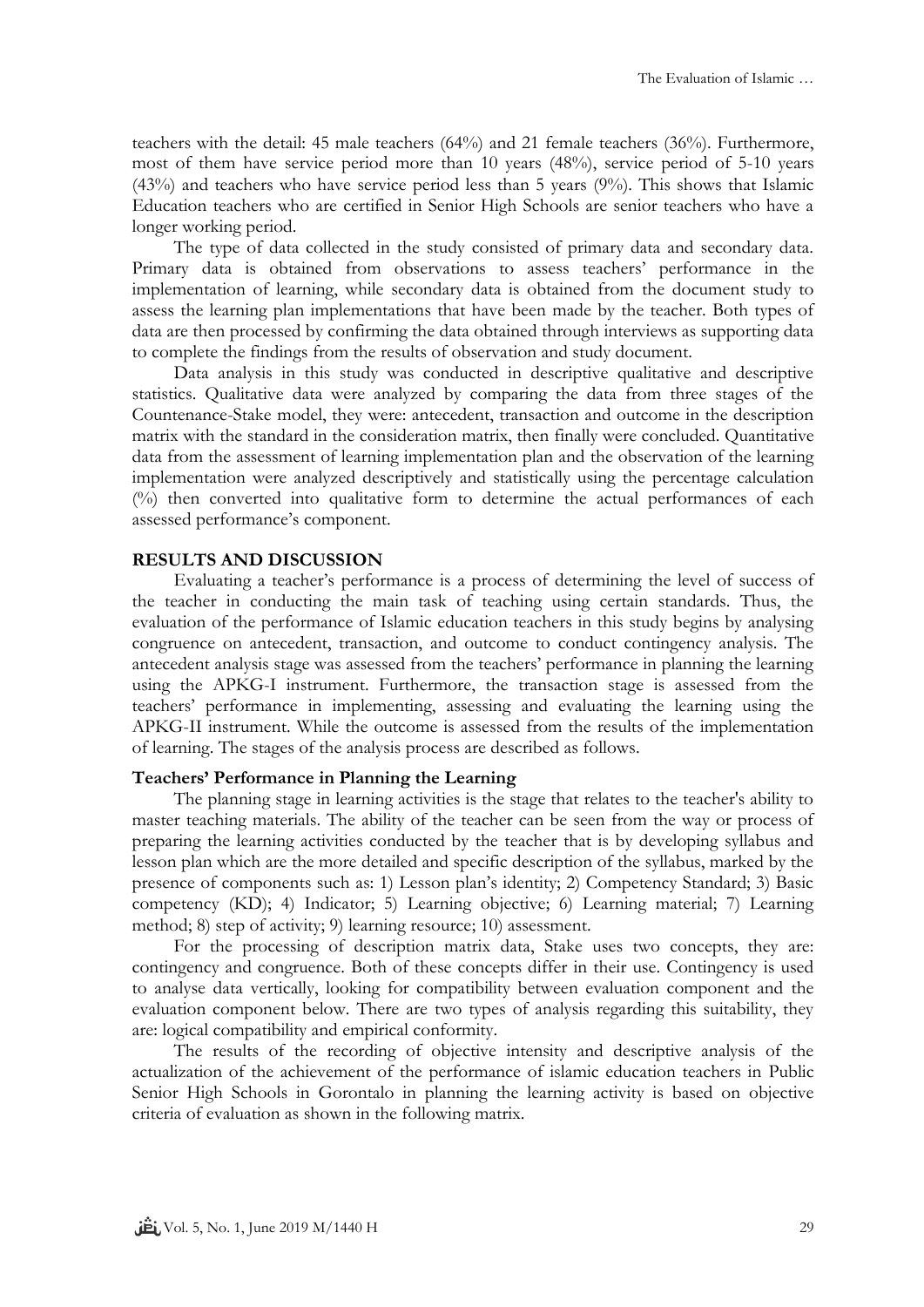teachers with the detail: 45 male teachers (64%) and 21 female teachers (36%). Furthermore, most of them have service period more than 10 years (48%), service period of 5-10 years (43%) and teachers who have service period less than 5 years (9%). This shows that Islamic Education teachers who are certified in Senior High Schools are senior teachers who have a longer working period.

The type of data collected in the study consisted of primary data and secondary data. Primary data is obtained from observations to assess teachers' performance in the implementation of learning, while secondary data is obtained from the document study to assess the learning plan implementations that have been made by the teacher. Both types of data are then processed by confirming the data obtained through interviews as supporting data to complete the findings from the results of observation and study document.

Data analysis in this study was conducted in descriptive qualitative and descriptive statistics. Qualitative data were analyzed by comparing the data from three stages of the Countenance-Stake model, they were: antecedent, transaction and outcome in the description matrix with the standard in the consideration matrix, then finally were concluded. Quantitative data from the assessment of learning implementation plan and the observation of the learning implementation were analyzed descriptively and statistically using the percentage calculation (%) then converted into qualitative form to determine the actual performances of each assessed performance's component.

## RESULTS AND DISCUSSION

Evaluating a teacher's performance is a process of determining the level of success of the teacher in conducting the main task of teaching using certain standards. Thus, the evaluation of the performance of Islamic education teachers in this study begins by analysing congruence on antecedent, transaction, and outcome to conduct contingency analysis. The antecedent analysis stage was assessed from the teachers' performance in planning the learning using the APKG-I instrument. Furthermore, the transaction stage is assessed from the teachers' performance in implementing, assessing and evaluating the learning using the APKG-II instrument. While the outcome is assessed from the results of the implementation of learning. The stages of the analysis process are described as follows.

### Teachers' Performance in Planning the Learning

The planning stage in learning activities is the stage that relates to the teacher's ability to master teaching materials. The ability of the teacher can be seen from the way or process of preparing the learning activities conducted by the teacher that is by developing syllabus and lesson plan which are the more detailed and specific description of the syllabus, marked by the presence of components such as: 1) Lesson plan's identity; 2) Competency Standard; 3) Basic competency (KD); 4) Indicator; 5) Learning objective; 6) Learning material; 7) Learning method; 8) step of activity; 9) learning resource; 10) assessment.

For the processing of description matrix data, Stake uses two concepts, they are: contingency and congruence. Both of these concepts differ in their use. Contingency is used to analyse data vertically, looking for compatibility between evaluation component and the evaluation component below. There are two types of analysis regarding this suitability, they are: logical compatibility and empirical conformity.

The results of the recording of objective intensity and descriptive analysis of the actualization of the achievement of the performance of islamic education teachers in Public Senior High Schools in Gorontalo in planning the learning activity is based on objective criteria of evaluation as shown in the following matrix.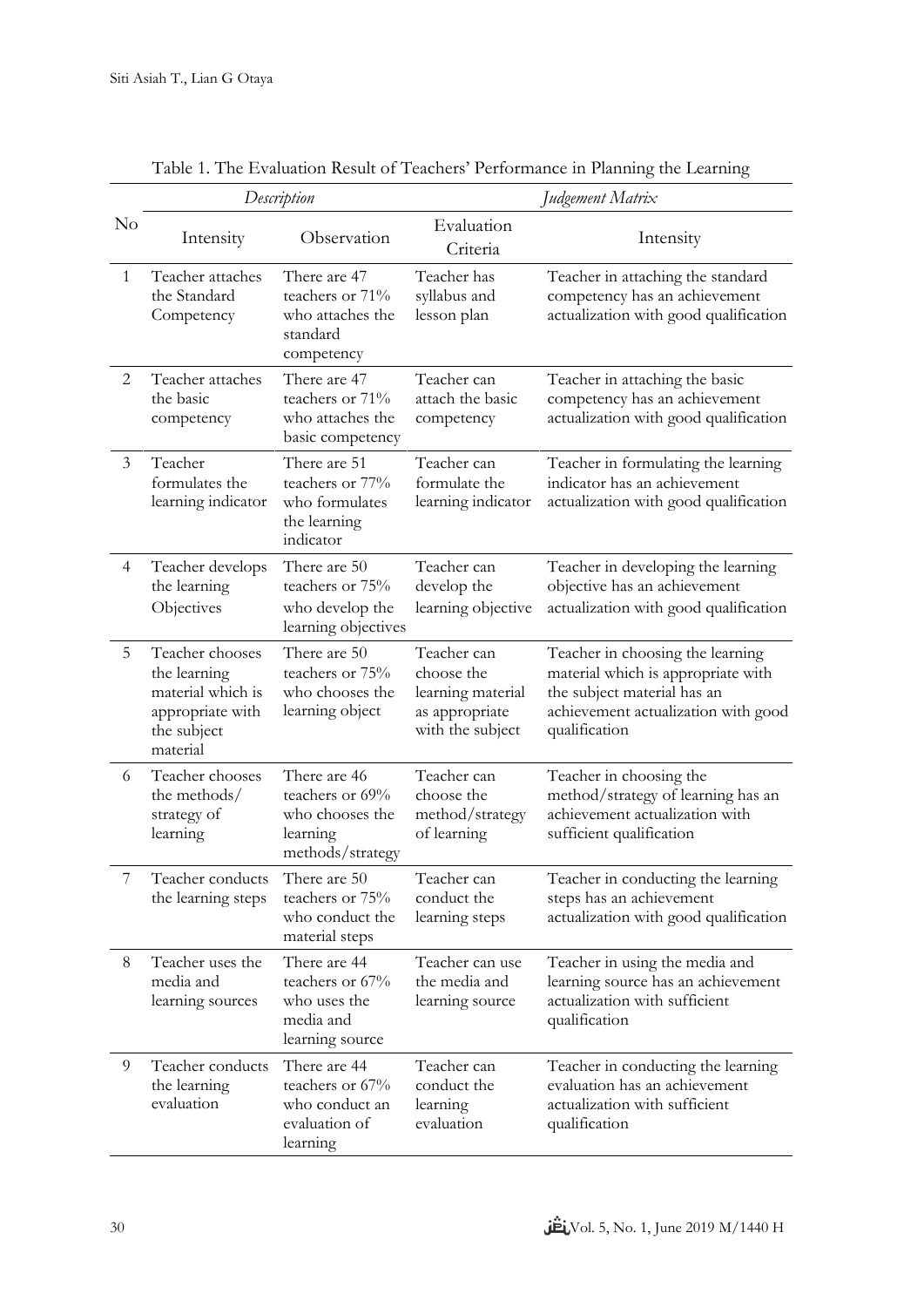Table 1. The Evaluation Result of Teachers' Performance in Planning the Learning

| No | *Description* | | *Judgement Matrix* | |
|---|---|---|---|---|
| | Intensity | Observation | Evaluation Criteria | Intensity |
| 1 | Teacher attaches the Standard Competency | There are 47 teachers or 71% who attaches the standard competency | Teacher has syllabus and lesson plan | Teacher in attaching the standard competency has an achievement actualization with good qualification |
| 2 | Teacher attaches the basic competency | There are 47 teachers or 71% who attaches the basic competency | Teacher can attach the basic competency | Teacher in attaching the basic competency has an achievement actualization with good qualification |
| 3 | Teacher formulates the learning indicator | There are 51 teachers or 77% who formulates the learning indicator | Teacher can formulate the learning indicator | Teacher in formulating the learning indicator has an achievement actualization with good qualification |
| 4 | Teacher develops the learning Objectives | There are 50 teachers or 75% who develop the learning objectives | Teacher can develop the learning objective | Teacher in developing the learning objective has an achievement actualization with good qualification |
| 5 | Teacher chooses the learning material which is appropriate with the subject material | There are 50 teachers or 75% who chooses the learning object | Teacher can choose the learning material as appropriate with the subject | Teacher in choosing the learning material which is appropriate with the subject material has an achievement actualization with good qualification |
| 6 | Teacher chooses the methods/ strategy of learning | There are 46 teachers or 69% who chooses the learning methods/strategy | Teacher can choose the method/strategy of learning | Teacher in choosing the method/strategy of learning has an achievement actualization with sufficient qualification |
| 7 | Teacher conducts the learning steps | There are 50 teachers or 75% who conduct the material steps | Teacher can conduct the learning steps | Teacher in conducting the learning steps has an achievement actualization with good qualification |
| 8 | Teacher uses the media and learning sources | There are 44 teachers or 67% who uses the media and learning source | Teacher can use the media and learning source | Teacher in using the media and learning source has an achievement actualization with sufficient qualification |
| 9 | Teacher conducts the learning evaluation | There are 44 teachers or 67% who conduct an evaluation of learning | Teacher can conduct the learning evaluation | Teacher in conducting the learning evaluation has an achievement actualization with sufficient qualification |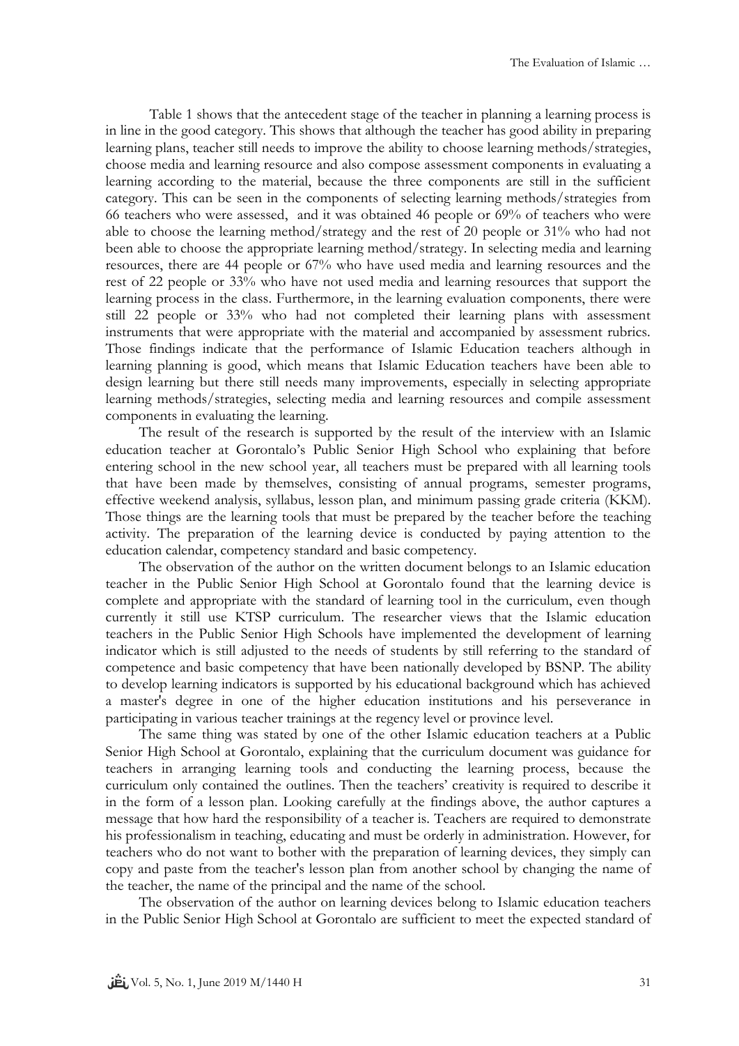Table 1 shows that the antecedent stage of the teacher in planning a learning process is in line in the good category. This shows that although the teacher has good ability in preparing learning plans, teacher still needs to improve the ability to choose learning methods/strategies, choose media and learning resource and also compose assessment components in evaluating a learning according to the material, because the three components are still in the sufficient category. This can be seen in the components of selecting learning methods/strategies from 66 teachers who were assessed, and it was obtained 46 people or 69% of teachers who were able to choose the learning method/strategy and the rest of 20 people or 31% who had not been able to choose the appropriate learning method/strategy. In selecting media and learning resources, there are 44 people or 67% who have used media and learning resources and the rest of 22 people or 33% who have not used media and learning resources that support the learning process in the class. Furthermore, in the learning evaluation components, there were still 22 people or 33% who had not completed their learning plans with assessment instruments that were appropriate with the material and accompanied by assessment rubrics. Those findings indicate that the performance of Islamic Education teachers although in learning planning is good, which means that Islamic Education teachers have been able to design learning but there still needs many improvements, especially in selecting appropriate learning methods/strategies, selecting media and learning resources and compile assessment components in evaluating the learning.

The result of the research is supported by the result of the interview with an Islamic education teacher at Gorontalo's Public Senior High School who explaining that before entering school in the new school year, all teachers must be prepared with all learning tools that have been made by themselves, consisting of annual programs, semester programs, effective weekend analysis, syllabus, lesson plan, and minimum passing grade criteria (KKM). Those things are the learning tools that must be prepared by the teacher before the teaching activity. The preparation of the learning device is conducted by paying attention to the education calendar, competency standard and basic competency.

The observation of the author on the written document belongs to an Islamic education teacher in the Public Senior High School at Gorontalo found that the learning device is complete and appropriate with the standard of learning tool in the curriculum, even though currently it still use KTSP curriculum. The researcher views that the Islamic education teachers in the Public Senior High Schools have implemented the development of learning indicator which is still adjusted to the needs of students by still referring to the standard of competence and basic competency that have been nationally developed by BSNP. The ability to develop learning indicators is supported by his educational background which has achieved a master's degree in one of the higher education institutions and his perseverance in participating in various teacher trainings at the regency level or province level.

The same thing was stated by one of the other Islamic education teachers at a Public Senior High School at Gorontalo, explaining that the curriculum document was guidance for teachers in arranging learning tools and conducting the learning process, because the curriculum only contained the outlines. Then the teachers' creativity is required to describe it in the form of a lesson plan. Looking carefully at the findings above, the author captures a message that how hard the responsibility of a teacher is. Teachers are required to demonstrate his professionalism in teaching, educating and must be orderly in administration. However, for teachers who do not want to bother with the preparation of learning devices, they simply can copy and paste from the teacher's lesson plan from another school by changing the name of the teacher, the name of the principal and the name of the school.

The observation of the author on learning devices belong to Islamic education teachers in the Public Senior High School at Gorontalo are sufficient to meet the expected standard of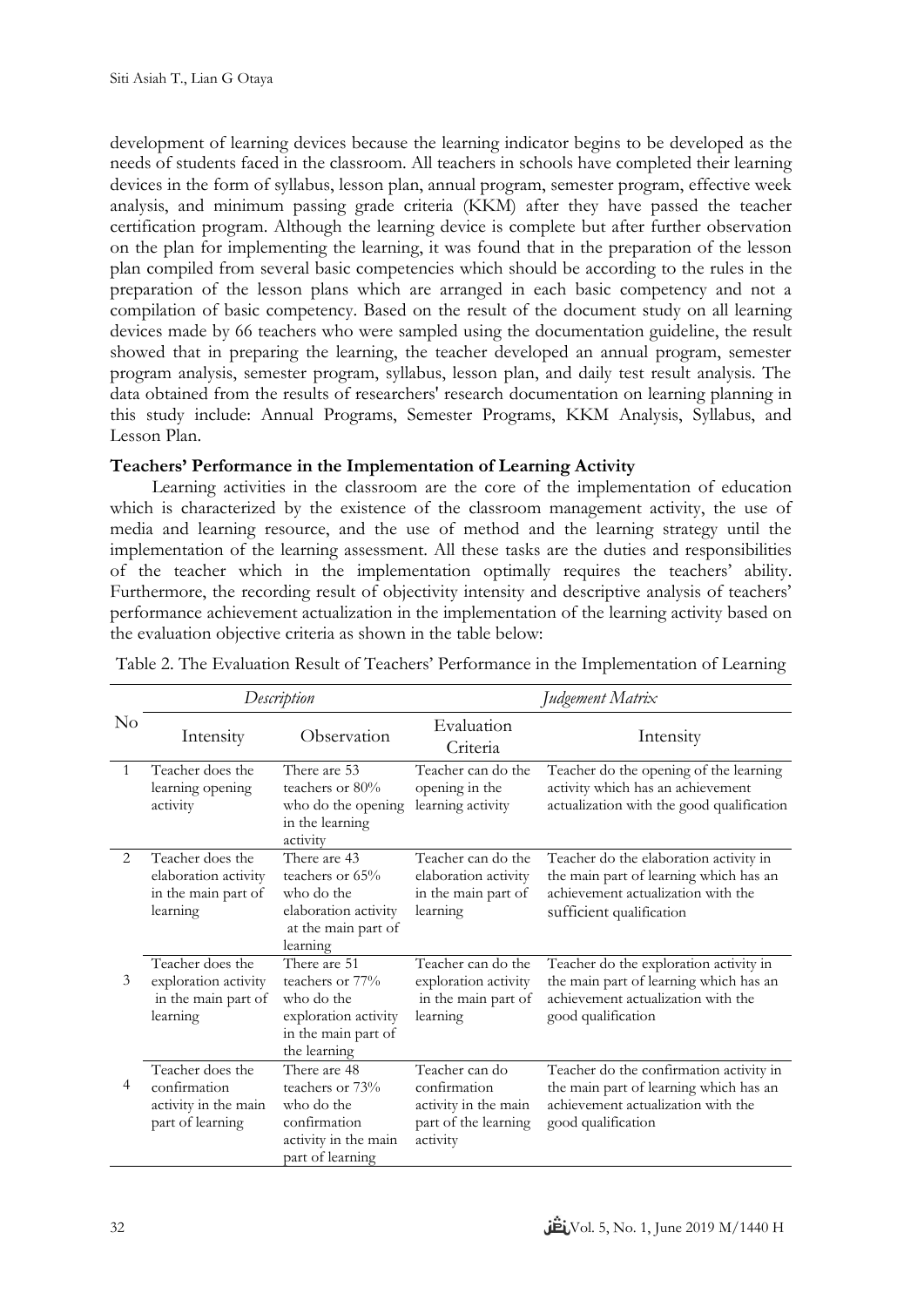development of learning devices because the learning indicator begins to be developed as the needs of students faced in the classroom. All teachers in schools have completed their learning devices in the form of syllabus, lesson plan, annual program, semester program, effective week analysis, and minimum passing grade criteria (KKM) after they have passed the teacher certification program. Although the learning device is complete but after further observation on the plan for implementing the learning, it was found that in the preparation of the lesson plan compiled from several basic competencies which should be according to the rules in the preparation of the lesson plans which are arranged in each basic competency and not a compilation of basic competency. Based on the result of the document study on all learning devices made by 66 teachers who were sampled using the documentation guideline, the result showed that in preparing the learning, the teacher developed an annual program, semester program analysis, semester program, syllabus, lesson plan, and daily test result analysis. The data obtained from the results of researchers' research documentation on learning planning in this study include: Annual Programs, Semester Programs, KKM Analysis, Syllabus, and Lesson Plan.

**Teachers' Performance in the Implementation of Learning Activity**

Learning activities in the classroom are the core of the implementation of education which is characterized by the existence of the classroom management activity, the use of media and learning resource, and the use of method and the learning strategy until the implementation of the learning assessment. All these tasks are the duties and responsibilities of the teacher which in the implementation optimally requires the teachers' ability. Furthermore, the recording result of objectivity intensity and descriptive analysis of teachers' performance achievement actualization in the implementation of the learning activity based on the evaluation objective criteria as shown in the table below:

Table 2. The Evaluation Result of Teachers' Performance in the Implementation of Learning

| No | *Description* | | *Judgement Matrix* | |
|---|---|---|---|---|
| | Intensity | Observation | Evaluation Criteria | Intensity |
| 1 | Teacher does the learning opening activity | There are 53 teachers or 80% who do the opening in the learning activity | Teacher can do the opening in the learning activity | Teacher do the opening of the learning activity which has an achievement actualization with the good qualification |
| 2 | Teacher does the elaboration activity in the main part of learning | There are 43 teachers or 65% who do the elaboration activity at the main part of learning | Teacher can do the elaboration activity in the main part of learning | Teacher do the elaboration activity in the main part of learning which has an achievement actualization with the sufficient qualification |
| 3 | Teacher does the exploration activity in the main part of learning | There are 51 teachers or 77% who do the exploration activity in the main part of the learning | Teacher can do the exploration activity in the main part of learning | Teacher do the exploration activity in the main part of learning which has an achievement actualization with the good qualification |
| 4 | Teacher does the confirmation activity in the main part of learning | There are 48 teachers or 73% who do the confirmation activity in the main part of learning | Teacher can do confirmation activity in the main part of the learning activity | Teacher do the confirmation activity in the main part of learning which has an achievement actualization with the good qualification |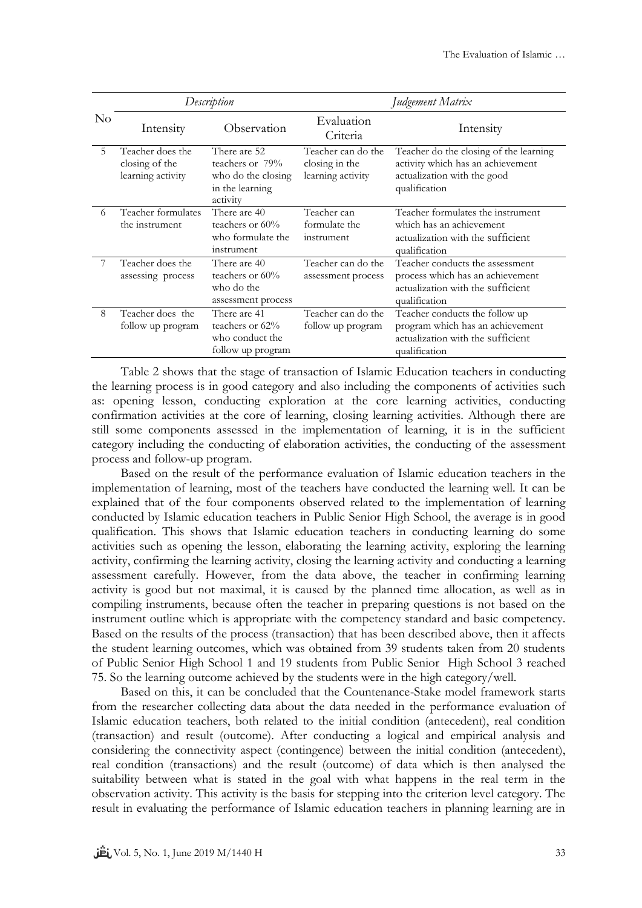| No | *Description* | | *Judgement Matrix* | |
|---|---|---|---|---|
| | Intensity | Observation | Evaluation Criteria | Intensity |
| 5 | Teacher does the closing of the learning activity | There are 52 teachers or 79% who do the closing in the learning activity | Teacher can do the closing in the learning activity | Teacher do the closing of the learning activity which has an achievement actualization with the good qualification |
| 6 | Teacher formulates the instrument | There are 40 teachers or 60% who formulate the instrument | Teacher can formulate the instrument | Teacher formulates the instrument which has an achievement actualization with the sufficient qualification |
| 7 | Teacher does the assessing process | There are 40 teachers or 60% who do the assessment process | Teacher can do the assessment process | Teacher conducts the assessment process which has an achievement actualization with the sufficient qualification |
| 8 | Teacher does the follow up program | There are 41 teachers or 62% who conduct the follow up program | Teacher can do the follow up program | Teacher conducts the follow up program which has an achievement actualization with the sufficient qualification |

Table 2 shows that the stage of transaction of Islamic Education teachers in conducting the learning process is in good category and also including the components of activities such as: opening lesson, conducting exploration at the core learning activities, conducting confirmation activities at the core of learning, closing learning activities. Although there are still some components assessed in the implementation of learning, it is in the sufficient category including the conducting of elaboration activities, the conducting of the assessment process and follow-up program.

Based on the result of the performance evaluation of Islamic education teachers in the implementation of learning, most of the teachers have conducted the learning well. It can be explained that of the four components observed related to the implementation of learning conducted by Islamic education teachers in Public Senior High School, the average is in good qualification. This shows that Islamic education teachers in conducting learning do some activities such as opening the lesson, elaborating the learning activity, exploring the learning activity, confirming the learning activity, closing the learning activity and conducting a learning assessment carefully. However, from the data above, the teacher in confirming learning activity is good but not maximal, it is caused by the planned time allocation, as well as in compiling instruments, because often the teacher in preparing questions is not based on the instrument outline which is appropriate with the competency standard and basic competency. Based on the results of the process (transaction) that has been described above, then it affects the student learning outcomes, which was obtained from 39 students taken from 20 students of Public Senior High School 1 and 19 students from Public Senior High School 3 reached 75. So the learning outcome achieved by the students were in the high category/well.

Based on this, it can be concluded that the Countenance-Stake model framework starts from the researcher collecting data about the data needed in the performance evaluation of Islamic education teachers, both related to the initial condition (antecedent), real condition (transaction) and result (outcome). After conducting a logical and empirical analysis and considering the connectivity aspect (contingence) between the initial condition (antecedent), real condition (transactions) and the result (outcome) of data which is then analysed the suitability between what is stated in the goal with what happens in the real term in the observation activity. This activity is the basis for stepping into the criterion level category. The result in evaluating the performance of Islamic education teachers in planning learning are in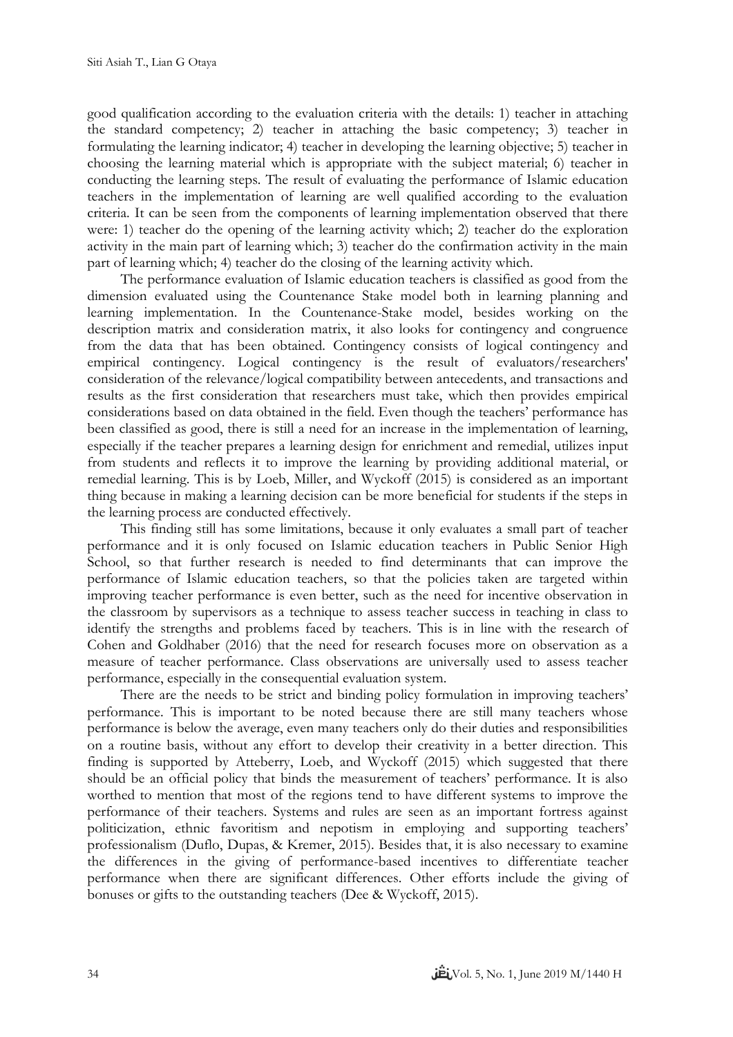good qualification according to the evaluation criteria with the details: 1) teacher in attaching the standard competency; 2) teacher in attaching the basic competency; 3) teacher in formulating the learning indicator; 4) teacher in developing the learning objective; 5) teacher in choosing the learning material which is appropriate with the subject material; 6) teacher in conducting the learning steps. The result of evaluating the performance of Islamic education teachers in the implementation of learning are well qualified according to the evaluation criteria. It can be seen from the components of learning implementation observed that there were: 1) teacher do the opening of the learning activity which; 2) teacher do the exploration activity in the main part of learning which; 3) teacher do the confirmation activity in the main part of learning which; 4) teacher do the closing of the learning activity which.

The performance evaluation of Islamic education teachers is classified as good from the dimension evaluated using the Countenance Stake model both in learning planning and learning implementation. In the Countenance-Stake model, besides working on the description matrix and consideration matrix, it also looks for contingency and congruence from the data that has been obtained. Contingency consists of logical contingency and empirical contingency. Logical contingency is the result of evaluators/researchers' consideration of the relevance/logical compatibility between antecedents, and transactions and results as the first consideration that researchers must take, which then provides empirical considerations based on data obtained in the field. Even though the teachers' performance has been classified as good, there is still a need for an increase in the implementation of learning, especially if the teacher prepares a learning design for enrichment and remedial, utilizes input from students and reflects it to improve the learning by providing additional material, or remedial learning. This is by Loeb, Miller, and Wyckoff (2015) is considered as an important thing because in making a learning decision can be more beneficial for students if the steps in the learning process are conducted effectively.

This finding still has some limitations, because it only evaluates a small part of teacher performance and it is only focused on Islamic education teachers in Public Senior High School, so that further research is needed to find determinants that can improve the performance of Islamic education teachers, so that the policies taken are targeted within improving teacher performance is even better, such as the need for incentive observation in the classroom by supervisors as a technique to assess teacher success in teaching in class to identify the strengths and problems faced by teachers. This is in line with the research of Cohen and Goldhaber (2016) that the need for research focuses more on observation as a measure of teacher performance. Class observations are universally used to assess teacher performance, especially in the consequential evaluation system.

There are the needs to be strict and binding policy formulation in improving teachers' performance. This is important to be noted because there are still many teachers whose performance is below the average, even many teachers only do their duties and responsibilities on a routine basis, without any effort to develop their creativity in a better direction. This finding is supported by Atteberry, Loeb, and Wyckoff (2015) which suggested that there should be an official policy that binds the measurement of teachers' performance. It is also worthed to mention that most of the regions tend to have different systems to improve the performance of their teachers. Systems and rules are seen as an important fortress against politicization, ethnic favoritism and nepotism in employing and supporting teachers' professionalism (Duflo, Dupas, & Kremer, 2015). Besides that, it is also necessary to examine the differences in the giving of performance-based incentives to differentiate teacher performance when there are significant differences. Other efforts include the giving of bonuses or gifts to the outstanding teachers (Dee & Wyckoff, 2015).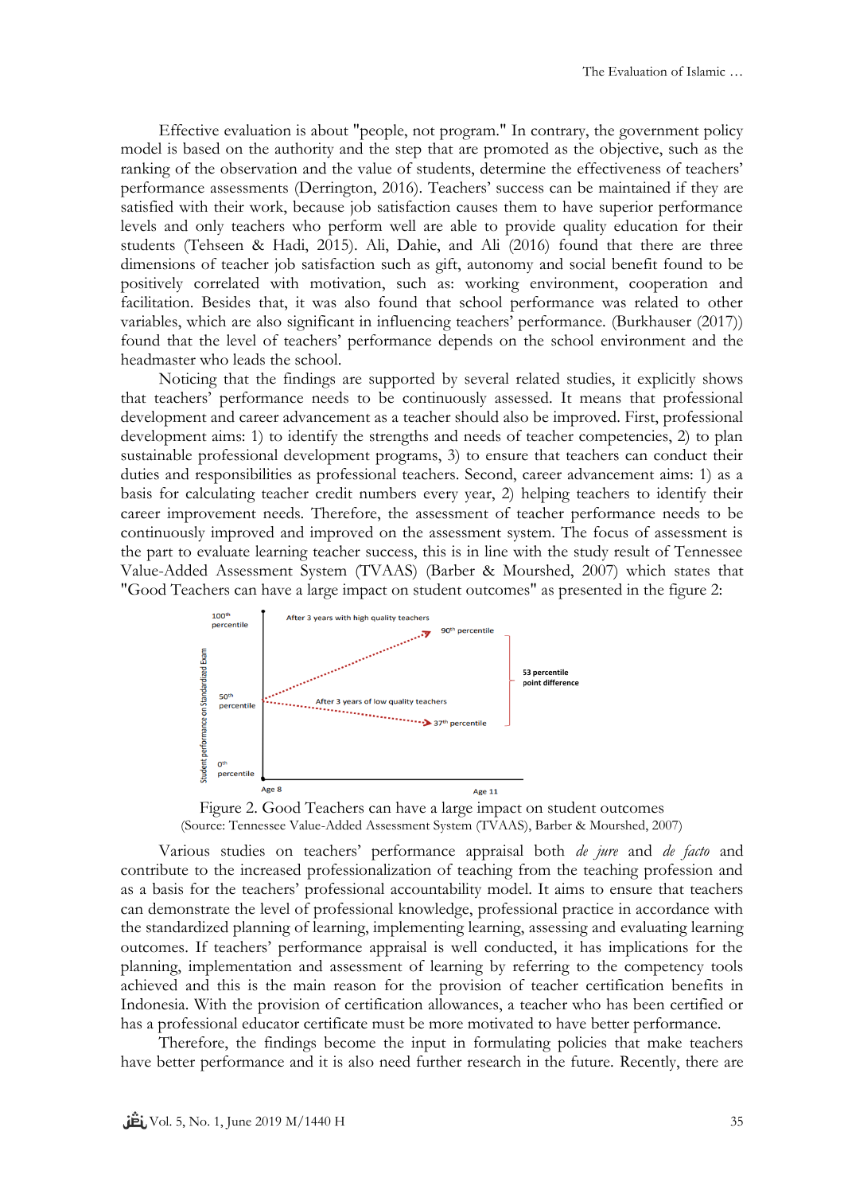Effective evaluation is about "people, not program." In contrary, the government policy model is based on the authority and the step that are promoted as the objective, such as the ranking of the observation and the value of students, determine the effectiveness of teachers' performance assessments (Derrington, 2016). Teachers' success can be maintained if they are satisfied with their work, because job satisfaction causes them to have superior performance levels and only teachers who perform well are able to provide quality education for their students (Tehseen & Hadi, 2015). Ali, Dahie, and Ali (2016) found that there are three dimensions of teacher job satisfaction such as gift, autonomy and social benefit found to be positively correlated with motivation, such as: working environment, cooperation and facilitation. Besides that, it was also found that school performance was related to other variables, which are also significant in influencing teachers' performance. (Burkhauser (2017)) found that the level of teachers' performance depends on the school environment and the headmaster who leads the school.

Noticing that the findings are supported by several related studies, it explicitly shows that teachers' performance needs to be continuously assessed. It means that professional development and career advancement as a teacher should also be improved. First, professional development aims: 1) to identify the strengths and needs of teacher competencies, 2) to plan sustainable professional development programs, 3) to ensure that teachers can conduct their duties and responsibilities as professional teachers. Second, career advancement aims: 1) as a basis for calculating teacher credit numbers every year, 2) helping teachers to identify their career improvement needs. Therefore, the assessment of teacher performance needs to be continuously improved and improved on the assessment system. The focus of assessment is the part to evaluate learning teacher success, this is in line with the study result of Tennessee Value-Added Assessment System (TVAAS) (Barber & Mourshed, 2007) which states that "Good Teachers can have a large impact on student outcomes" as presented in the figure 2:

Figure 2. Good Teachers can have a large impact on student outcomes
(Source: Tennessee Value-Added Assessment System (TVAAS), Barber & Mourshed, 2007)

Various studies on teachers' performance appraisal both *de jure* and *de facto* and contribute to the increased professionalization of teaching from the teaching profession and as a basis for the teachers' professional accountability model. It aims to ensure that teachers can demonstrate the level of professional knowledge, professional practice in accordance with the standardized planning of learning, implementing learning, assessing and evaluating learning outcomes. If teachers' performance appraisal is well conducted, it has implications for the planning, implementation and assessment of learning by referring to the competency tools achieved and this is the main reason for the provision of teacher certification benefits in Indonesia. With the provision of certification allowances, a teacher who has been certified or has a professional educator certificate must be more motivated to have better performance.

Therefore, the findings become the input in formulating policies that make teachers have better performance and it is also need further research in the future. Recently, there are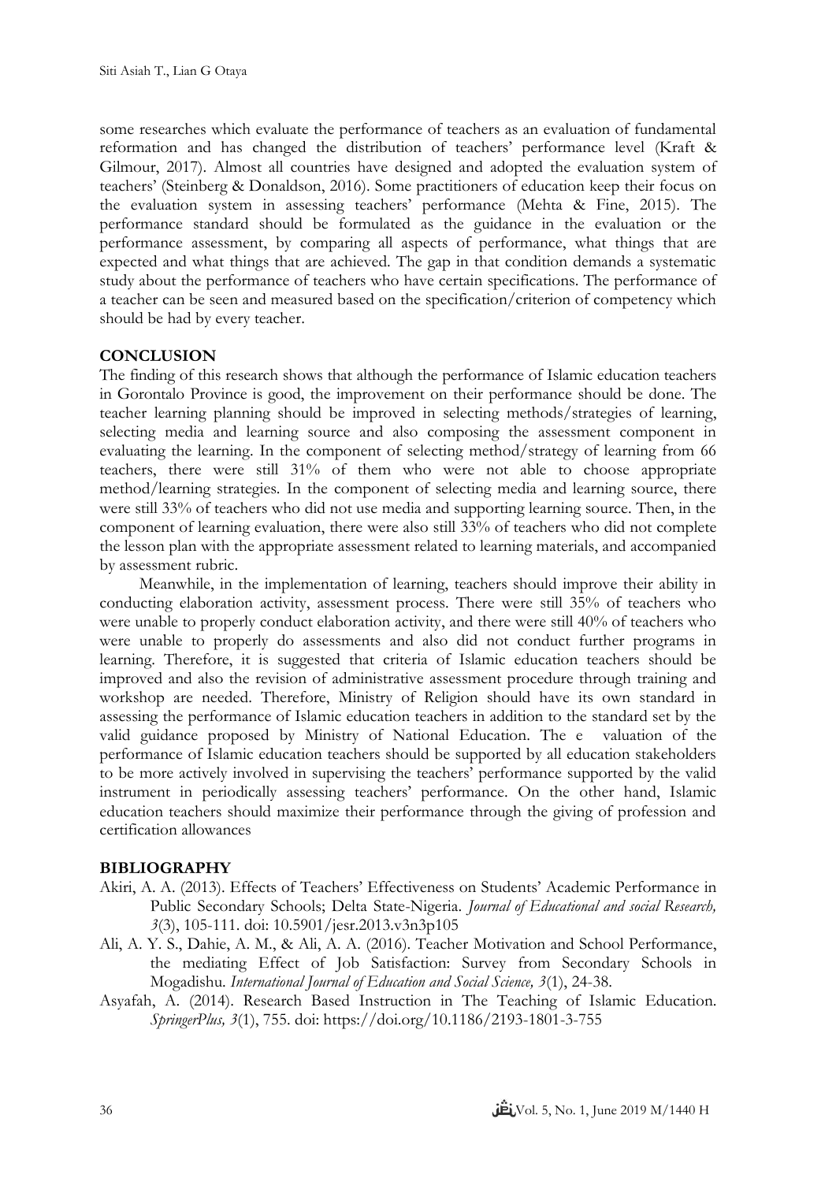some researches which evaluate the performance of teachers as an evaluation of fundamental reformation and has changed the distribution of teachers' performance level (Kraft & Gilmour, 2017). Almost all countries have designed and adopted the evaluation system of teachers' (Steinberg & Donaldson, 2016). Some practitioners of education keep their focus on the evaluation system in assessing teachers' performance (Mehta & Fine, 2015). The performance standard should be formulated as the guidance in the evaluation or the performance assessment, by comparing all aspects of performance, what things that are expected and what things that are achieved. The gap in that condition demands a systematic study about the performance of teachers who have certain specifications. The performance of a teacher can be seen and measured based on the specification/criterion of competency which should be had by every teacher.

## CONCLUSION

The finding of this research shows that although the performance of Islamic education teachers in Gorontalo Province is good, the improvement on their performance should be done. The teacher learning planning should be improved in selecting methods/strategies of learning, selecting media and learning source and also composing the assessment component in evaluating the learning. In the component of selecting method/strategy of learning from 66 teachers, there were still 31% of them who were not able to choose appropriate method/learning strategies. In the component of selecting media and learning source, there were still 33% of teachers who did not use media and supporting learning source. Then, in the component of learning evaluation, there were also still 33% of teachers who did not complete the lesson plan with the appropriate assessment related to learning materials, and accompanied by assessment rubric.

Meanwhile, in the implementation of learning, teachers should improve their ability in conducting elaboration activity, assessment process. There were still 35% of teachers who were unable to properly conduct elaboration activity, and there were still 40% of teachers who were unable to properly do assessments and also did not conduct further programs in learning. Therefore, it is suggested that criteria of Islamic education teachers should be improved and also the revision of administrative assessment procedure through training and workshop are needed. Therefore, Ministry of Religion should have its own standard in assessing the performance of Islamic education teachers in addition to the standard set by the valid guidance proposed by Ministry of National Education. The e valuation of the performance of Islamic education teachers should be supported by all education stakeholders to be more actively involved in supervising the teachers' performance supported by the valid instrument in periodically assessing teachers' performance. On the other hand, Islamic education teachers should maximize their performance through the giving of profession and certification allowances

## BIBLIOGRAPHY

Akiri, A. A. (2013). Effects of Teachers' Effectiveness on Students' Academic Performance in Public Secondary Schools; Delta State-Nigeria. *Journal of Educational and social Research, 3*(3), 105-111. doi: 10.5901/jesr.2013.v3n3p105

Ali, A. Y. S., Dahie, A. M., & Ali, A. A. (2016). Teacher Motivation and School Performance, the mediating Effect of Job Satisfaction: Survey from Secondary Schools in Mogadishu. *International Journal of Education and Social Science, 3*(1), 24-38.

Asyafah, A. (2014). Research Based Instruction in The Teaching of Islamic Education. *SpringerPlus, 3*(1), 755. doi: https://doi.org/10.1186/2193-1801-3-755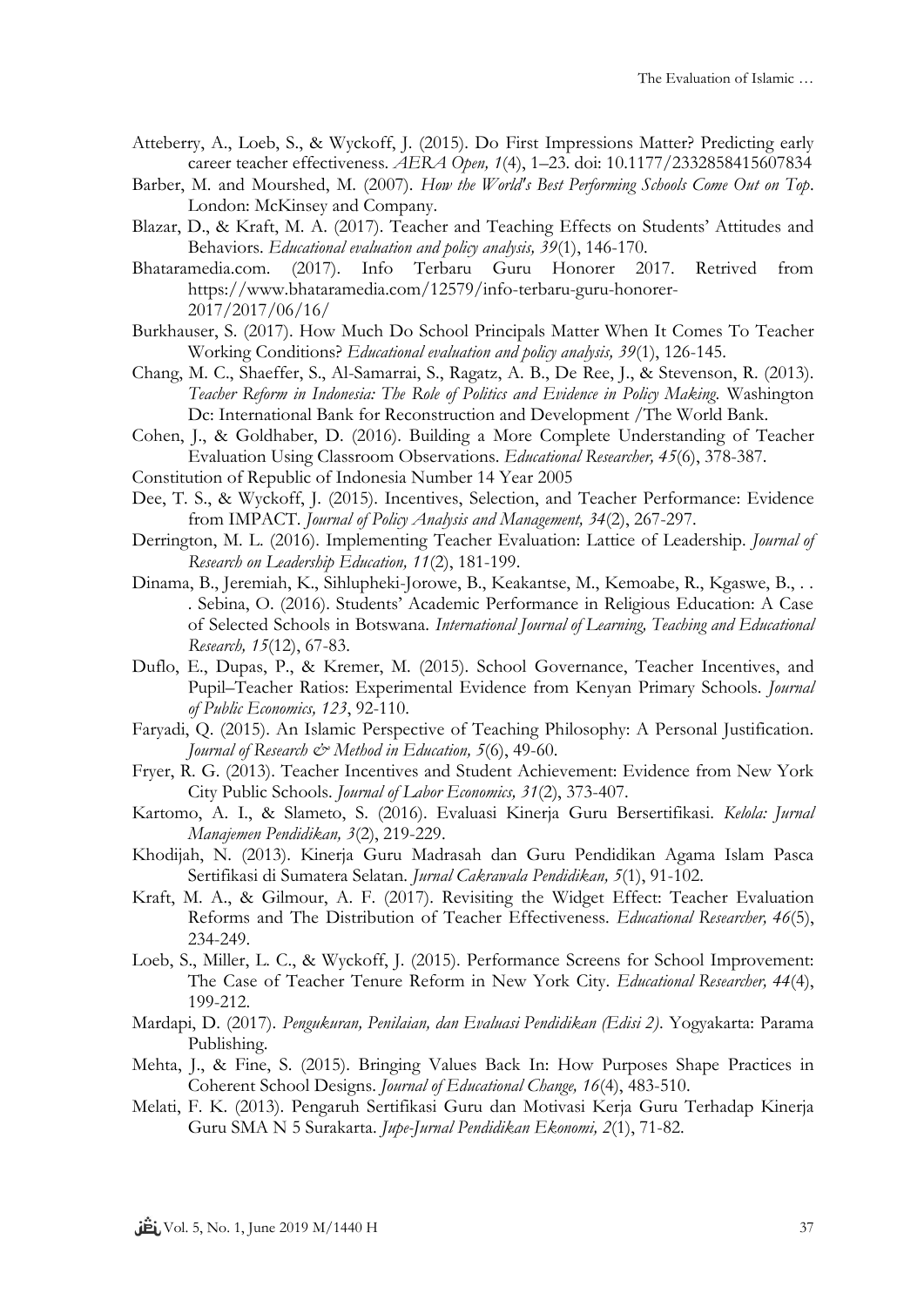Atteberry, A., Loeb, S., & Wyckoff, J. (2015). Do First Impressions Matter? Predicting early career teacher effectiveness. *AERA Open, 1*(4), 1–23. doi: 10.1177/2332858415607834

Barber, M. and Mourshed, M. (2007). *How the World's Best Performing Schools Come Out on Top*. London: McKinsey and Company.

Blazar, D., & Kraft, M. A. (2017). Teacher and Teaching Effects on Students' Attitudes and Behaviors. *Educational evaluation and policy analysis, 39*(1), 146-170.

Bhataramedia.com. (2017). Info Terbaru Guru Honorer 2017. Retrived from https://www.bhataramedia.com/12579/info-terbaru-guru-honorer-2017/2017/06/16/

Burkhauser, S. (2017). How Much Do School Principals Matter When It Comes To Teacher Working Conditions? *Educational evaluation and policy analysis, 39*(1), 126-145.

Chang, M. C., Shaeffer, S., Al-Samarrai, S., Ragatz, A. B., De Ree, J., & Stevenson, R. (2013). *Teacher Reform in Indonesia: The Role of Politics and Evidence in Policy Making*. Washington Dc: International Bank for Reconstruction and Development /The World Bank.

Cohen, J., & Goldhaber, D. (2016). Building a More Complete Understanding of Teacher Evaluation Using Classroom Observations. *Educational Researcher, 45*(6), 378-387.

Constitution of Republic of Indonesia Number 14 Year 2005

Dee, T. S., & Wyckoff, J. (2015). Incentives, Selection, and Teacher Performance: Evidence from IMPACT. *Journal of Policy Analysis and Management, 34*(2), 267-297.

Derrington, M. L. (2016). Implementing Teacher Evaluation: Lattice of Leadership. *Journal of Research on Leadership Education, 11*(2), 181-199.

Dinama, B., Jeremiah, K., Sihlupheki-Jorowe, B., Keakantse, M., Kemoabe, R., Kgaswe, B., . . . Sebina, O. (2016). Students' Academic Performance in Religious Education: A Case of Selected Schools in Botswana. *International Journal of Learning, Teaching and Educational Research, 15*(12), 67-83.

Duflo, E., Dupas, P., & Kremer, M. (2015). School Governance, Teacher Incentives, and Pupil–Teacher Ratios: Experimental Evidence from Kenyan Primary Schools. *Journal of Public Economics, 123*, 92-110.

Faryadi, Q. (2015). An Islamic Perspective of Teaching Philosophy: A Personal Justification. *Journal of Research & Method in Education, 5*(6), 49-60.

Fryer, R. G. (2013). Teacher Incentives and Student Achievement: Evidence from New York City Public Schools. *Journal of Labor Economics, 31*(2), 373-407.

Kartomo, A. I., & Slameto, S. (2016). Evaluasi Kinerja Guru Bersertifikasi. *Kelola: Jurnal Manajemen Pendidikan, 3*(2), 219-229.

Khodijah, N. (2013). Kinerja Guru Madrasah dan Guru Pendidikan Agama Islam Pasca Sertifikasi di Sumatera Selatan. *Jurnal Cakrawala Pendidikan, 5*(1), 91-102.

Kraft, M. A., & Gilmour, A. F. (2017). Revisiting the Widget Effect: Teacher Evaluation Reforms and The Distribution of Teacher Effectiveness. *Educational Researcher, 46*(5), 234-249.

Loeb, S., Miller, L. C., & Wyckoff, J. (2015). Performance Screens for School Improvement: The Case of Teacher Tenure Reform in New York City. *Educational Researcher, 44*(4), 199-212.

Mardapi, D. (2017). *Pengukuran, Penilaian, dan Evaluasi Pendidikan (Edisi 2)*. Yogyakarta: Parama Publishing.

Mehta, J., & Fine, S. (2015). Bringing Values Back In: How Purposes Shape Practices in Coherent School Designs. *Journal of Educational Change, 16*(4), 483-510.

Melati, F. K. (2013). Pengaruh Sertifikasi Guru dan Motivasi Kerja Guru Terhadap Kinerja Guru SMA N 5 Surakarta. *Jupe-Jurnal Pendidikan Ekonomi, 2*(1), 71-82.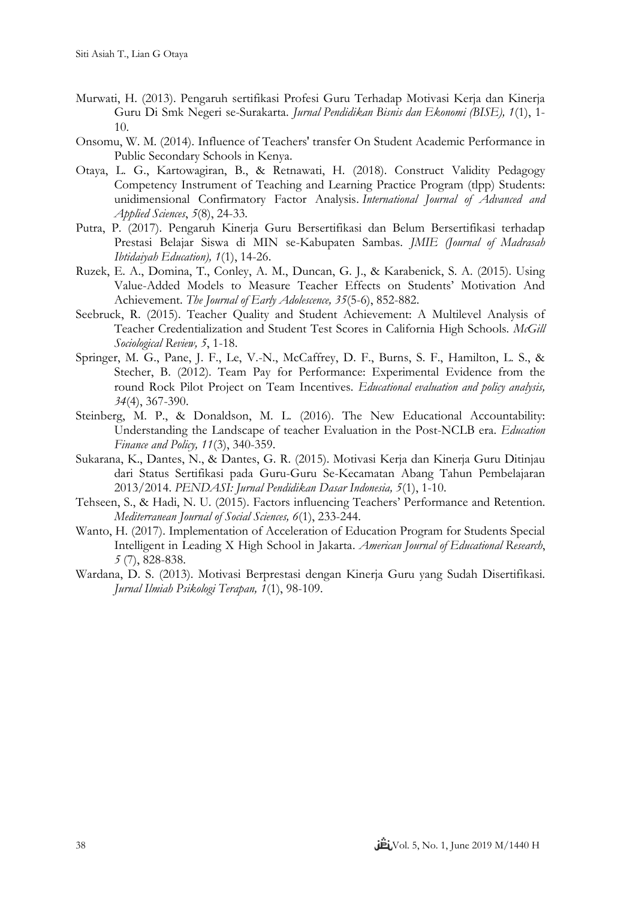Murwati, H. (2013). Pengaruh sertifikasi Profesi Guru Terhadap Motivasi Kerja dan Kinerja Guru Di Smk Negeri se-Surakarta. *Jurnal Pendidikan Bisnis dan Ekonomi (BISE), 1*(1), 1-10.

Onsomu, W. M. (2014). Influence of Teachers' transfer On Student Academic Performance in Public Secondary Schools in Kenya.

Otaya, L. G., Kartowagiran, B., & Retnawati, H. (2018). Construct Validity Pedagogy Competency Instrument of Teaching and Learning Practice Program (tlpp) Students: unidimensional Confirmatory Factor Analysis. *International Journal of Advanced and Applied Sciences*, *5*(8), 24-33.

Putra, P. (2017). Pengaruh Kinerja Guru Bersertifikasi dan Belum Bersertifikasi terhadap Prestasi Belajar Siswa di MIN se-Kabupaten Sambas. *JMIE (Journal of Madrasah Ibtidaiyah Education), 1*(1), 14-26.

Ruzek, E. A., Domina, T., Conley, A. M., Duncan, G. J., & Karabenick, S. A. (2015). Using Value-Added Models to Measure Teacher Effects on Students' Motivation And Achievement. *The Journal of Early Adolescence, 35*(5-6), 852-882.

Seebruck, R. (2015). Teacher Quality and Student Achievement: A Multilevel Analysis of Teacher Credentialization and Student Test Scores in California High Schools. *McGill Sociological Review, 5*, 1-18.

Springer, M. G., Pane, J. F., Le, V.-N., McCaffrey, D. F., Burns, S. F., Hamilton, L. S., & Stecher, B. (2012). Team Pay for Performance: Experimental Evidence from the round Rock Pilot Project on Team Incentives. *Educational evaluation and policy analysis, 34*(4), 367-390.

Steinberg, M. P., & Donaldson, M. L. (2016). The New Educational Accountability: Understanding the Landscape of teacher Evaluation in the Post-NCLB era. *Education Finance and Policy, 11*(3), 340-359.

Sukarana, K., Dantes, N., & Dantes, G. R. (2015). Motivasi Kerja dan Kinerja Guru Ditinjau dari Status Sertifikasi pada Guru-Guru Se-Kecamatan Abang Tahun Pembelajaran 2013/2014. *PENDASI: Jurnal Pendidikan Dasar Indonesia, 5*(1), 1-10.

Tehseen, S., & Hadi, N. U. (2015). Factors influencing Teachers' Performance and Retention. *Mediterranean Journal of Social Sciences, 6*(1), 233-244.

Wanto, H. (2017). Implementation of Acceleration of Education Program for Students Special Intelligent in Leading X High School in Jakarta. *American Journal of Educational Research*, *5* (7), 828-838.

Wardana, D. S. (2013). Motivasi Berprestasi dengan Kinerja Guru yang Sudah Disertifikasi. *Jurnal Ilmiah Psikologi Terapan, 1*(1), 98-109.